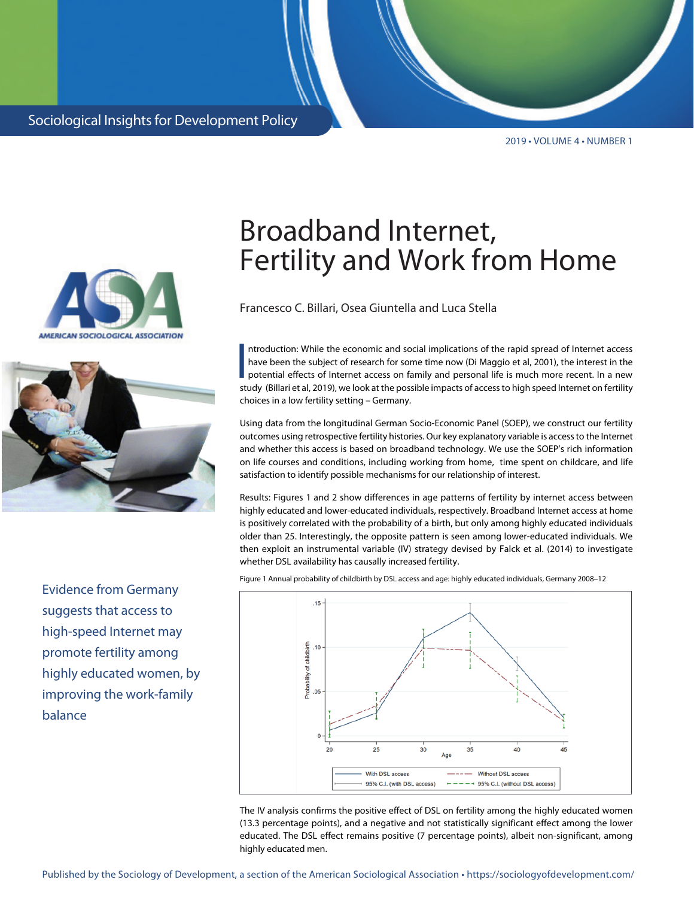Sociological Insights for Development Policy

2019 • VOLUME 4 • NUMBER 1

# Broadband Internet, Fertility and Work from Home

Francesco C. Billari, Osea Giuntella and Luca Stella

Introduction: While the economic and social implications of the rapid spread of Internet access have been the subject of research for some time now (Di Maggio et al, 2001), the interest in the potential effects of Internet access on family and personal life is much more recent. In a new study (Billari et al, 2019), we look at the possible impacts of access to high speed Internet on fertility choices in a low fertility setting – Germany.

Using data from the longitudinal German Socio-Economic Panel (SOEP), we construct our fertility outcomes using retrospective fertility histories. Our key explanatory variable is access to the Internet and whether this access is based on broadband technology. We use the SOEP's rich information on life courses and conditions, including working from home, time spent on childcare, and life satisfaction to identify possible mechanisms for our relationship of interest.

Evidence from Germany suggests that access to high-speed Internet may promote fertility among highly educated women, by improving the work-family balance

Results: Figures 1 and 2 show differences in age patterns of fertility by internet access between highly educated and lower-educated individuals, respectively. Broadband Internet access at home is positively correlated with the probability of a birth, but only among highly educated individuals older than 25. Interestingly, the opposite pattern is seen among lower-educated individuals. We then exploit an instrumental variable (IV) strategy devised by Falck et al. (2014) to investigate whether DSL availability has causally increased fertility.

Figure 1 Annual probability of childbirth by DSL access and age: highly educated individuals, Germany 2008–12

The IV analysis confirms the positive effect of DSL on fertility among the highly educated women (13.3 percentage points), and a negative and not statistically significant effect among the lower educated. The DSL effect remains positive (7 percentage points), albeit non-significant, among highly educated men.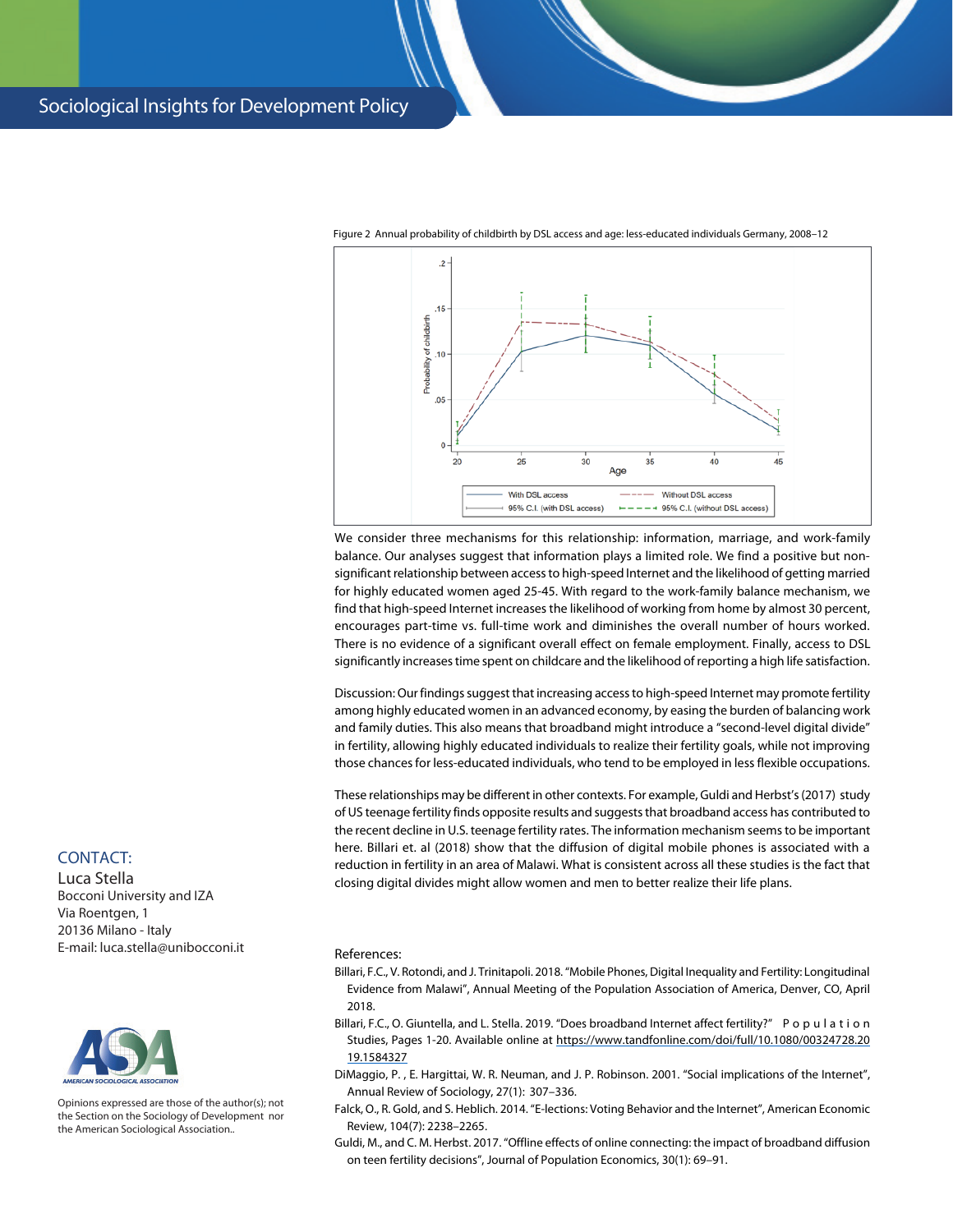Figure 2 Annual probability of childbirth by DSL access and age: less-educated individuals Germany, 2008–12

Probability of childbirth
.2
.15
.10
.05
0
20
25
30
35
40
45
Age
With DSL access
Without DSL access
95% C.I. (with DSL access)
95% C.I. (without DSL access)

We consider three mechanisms for this relationship: information, marriage, and work-family balance. Our analyses suggest that information plays a limited role. We find a positive but non-significant relationship between access to high-speed Internet and the likelihood of getting married for highly educated women aged 25-45. With regard to the work-family balance mechanism, we find that high-speed Internet increases the likelihood of working from home by almost 30 percent, encourages part-time vs. full-time work and diminishes the overall number of hours worked. There is no evidence of a significant overall effect on female employment. Finally, access to DSL significantly increases time spent on childcare and the likelihood of reporting a high life satisfaction.

Discussion: Our findings suggest that increasing access to high-speed Internet may promote fertility among highly educated women in an advanced economy, by easing the burden of balancing work and family duties. This also means that broadband might introduce a "second-level digital divide" in fertility, allowing highly educated individuals to realize their fertility goals, while not improving those chances for less-educated individuals, who tend to be employed in less flexible occupations.

These relationships may be different in other contexts. For example, Guldi and Herbst's (2017) study of US teenage fertility finds opposite results and suggests that broadband access has contributed to the recent decline in U.S. teenage fertility rates. The information mechanism seems to be important here. Billari et. al (2018) show that the diffusion of digital mobile phones is associated with a reduction in fertility in an area of Malawi. What is consistent across all these studies is the fact that closing digital divides might allow women and men to better realize their life plans.

## CONTACT:

Luca Stella
Bocconi University and IZA
Via Roentgen, 1
20136 Milano - Italy
E-mail: luca.stella@unibocconi.it

Opinions expressed are those of the author(s); not the Section on the Sociology of Development nor the American Sociological Association..

References:

Billari, F.C., V. Rotondi, and J. Trinitapoli. 2018. "Mobile Phones, Digital Inequality and Fertility: Longitudinal Evidence from Malawi", Annual Meeting of the Population Association of America, Denver, CO, April 2018.

Billari, F.C., O. Giuntella, and L. Stella. 2019. "Does broadband Internet affect fertility?" Population Studies, Pages 1-20. Available online at https://www.tandfonline.com/doi/full/10.1080/00324728.2019.1584327

DiMaggio, P. , E. Hargittai, W. R. Neuman, and J. P. Robinson. 2001. "Social implications of the Internet", Annual Review of Sociology, 27(1): 307–336.

Falck, O., R. Gold, and S. Heblich. 2014. "E-lections: Voting Behavior and the Internet", American Economic Review, 104(7): 2238–2265.

Guldi, M., and C. M. Herbst. 2017. "Offline effects of online connecting: the impact of broadband diffusion on teen fertility decisions", Journal of Population Economics, 30(1): 69–91.